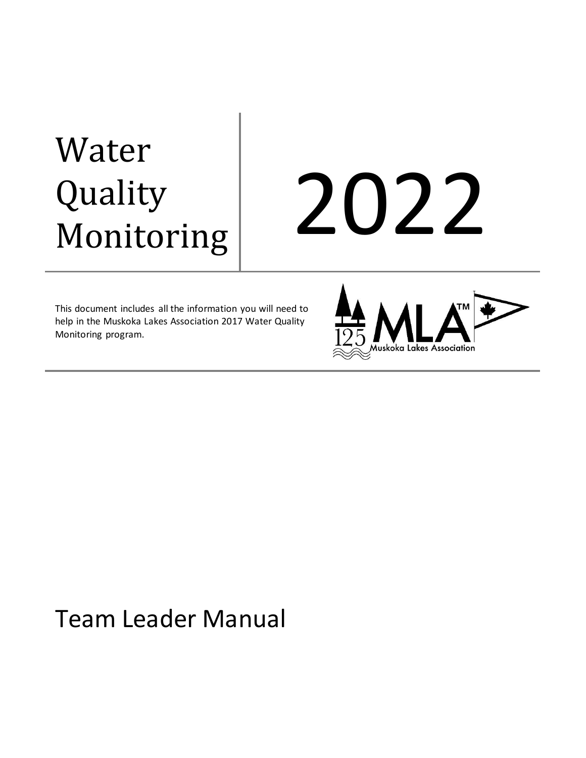# Water Quality Monitoring

# 2022

This document includes all the information you will need to help in the Muskoka Lakes Association 2017 Water Quality Monitoring program.

125 MLA™ Muskoka Lakes Association

## Team Leader Manual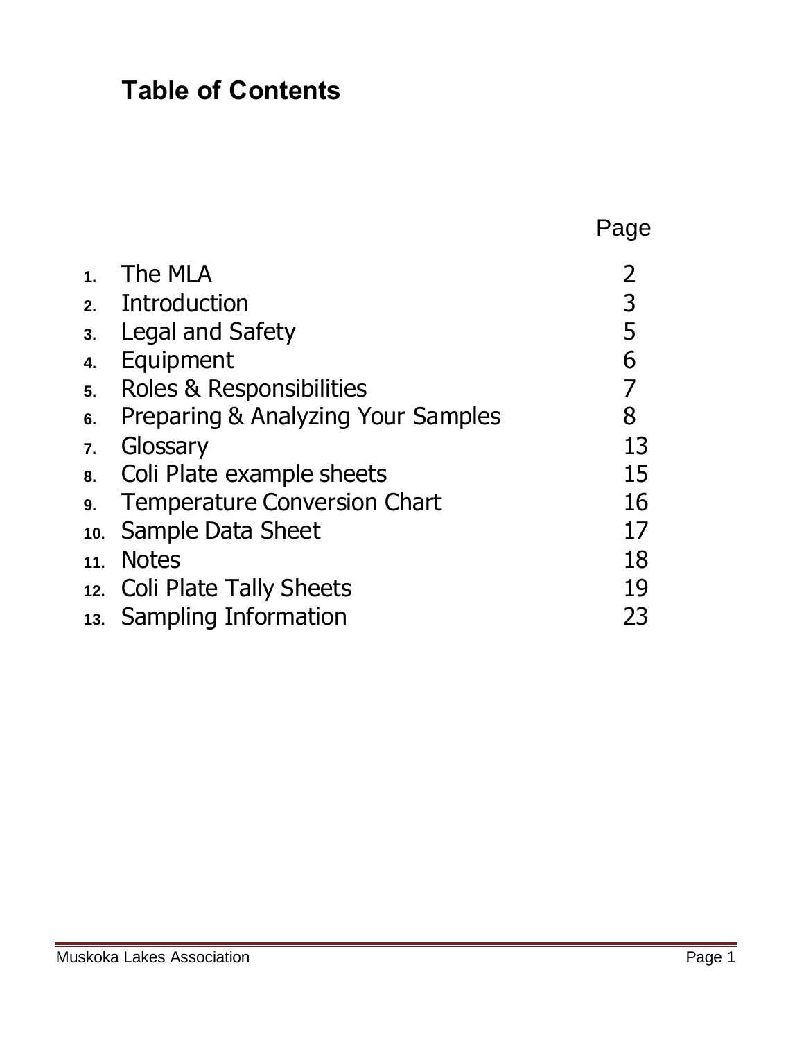# Table of Contents

| | | Page |
|---|---|---|
| 1. | The MLA | 2 |
| 2. | Introduction | 3 |
| 3. | Legal and Safety | 5 |
| 4. | Equipment | 6 |
| 5. | Roles & Responsibilities | 7 |
| 6. | Preparing & Analyzing Your Samples | 8 |
| 7. | Glossary | 13 |
| 8. | Coli Plate example sheets | 15 |
| 9. | Temperature Conversion Chart | 16 |
| 10. | Sample Data Sheet | 17 |
| 11. | Notes | 18 |
| 12. | Coli Plate Tally Sheets | 19 |
| 13. | Sampling Information | 23 |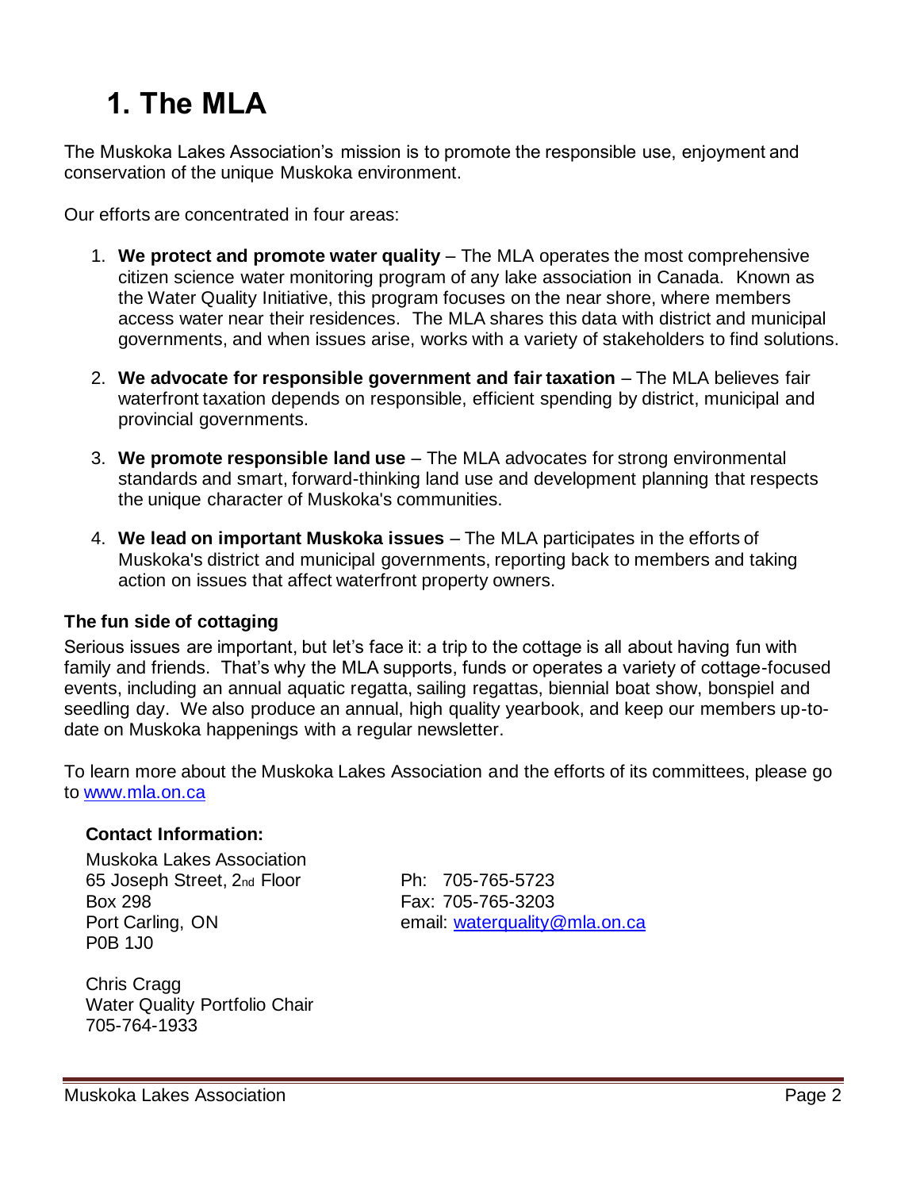# 1. The MLA

The Muskoka Lakes Association's mission is to promote the responsible use, enjoyment and conservation of the unique Muskoka environment.

Our efforts are concentrated in four areas:

1. **We protect and promote water quality** – The MLA operates the most comprehensive citizen science water monitoring program of any lake association in Canada. Known as the Water Quality Initiative, this program focuses on the near shore, where members access water near their residences. The MLA shares this data with district and municipal governments, and when issues arise, works with a variety of stakeholders to find solutions.

2. **We advocate for responsible government and fair taxation** – The MLA believes fair waterfront taxation depends on responsible, efficient spending by district, municipal and provincial governments.

3. **We promote responsible land use** – The MLA advocates for strong environmental standards and smart, forward-thinking land use and development planning that respects the unique character of Muskoka's communities.

4. **We lead on important Muskoka issues** – The MLA participates in the efforts of Muskoka's district and municipal governments, reporting back to members and taking action on issues that affect waterfront property owners.

### The fun side of cottaging

Serious issues are important, but let's face it: a trip to the cottage is all about having fun with family and friends. That's why the MLA supports, funds or operates a variety of cottage-focused events, including an annual aquatic regatta, sailing regattas, biennial boat show, bonspiel and seedling day. We also produce an annual, high quality yearbook, and keep our members up-to-date on Muskoka happenings with a regular newsletter.

To learn more about the Muskoka Lakes Association and the efforts of its committees, please go to [www.mla.on.ca](http://www.mla.on.ca)

**Contact Information:**

Muskoka Lakes Association
65 Joseph Street, 2nd Floor
Box 298
Port Carling, ON
P0B 1J0

Ph: 705-765-5723
Fax: 705-765-3203
email: [waterquality@mla.on.ca](mailto:waterquality@mla.on.ca)

Chris Cragg
Water Quality Portfolio Chair
705-764-1933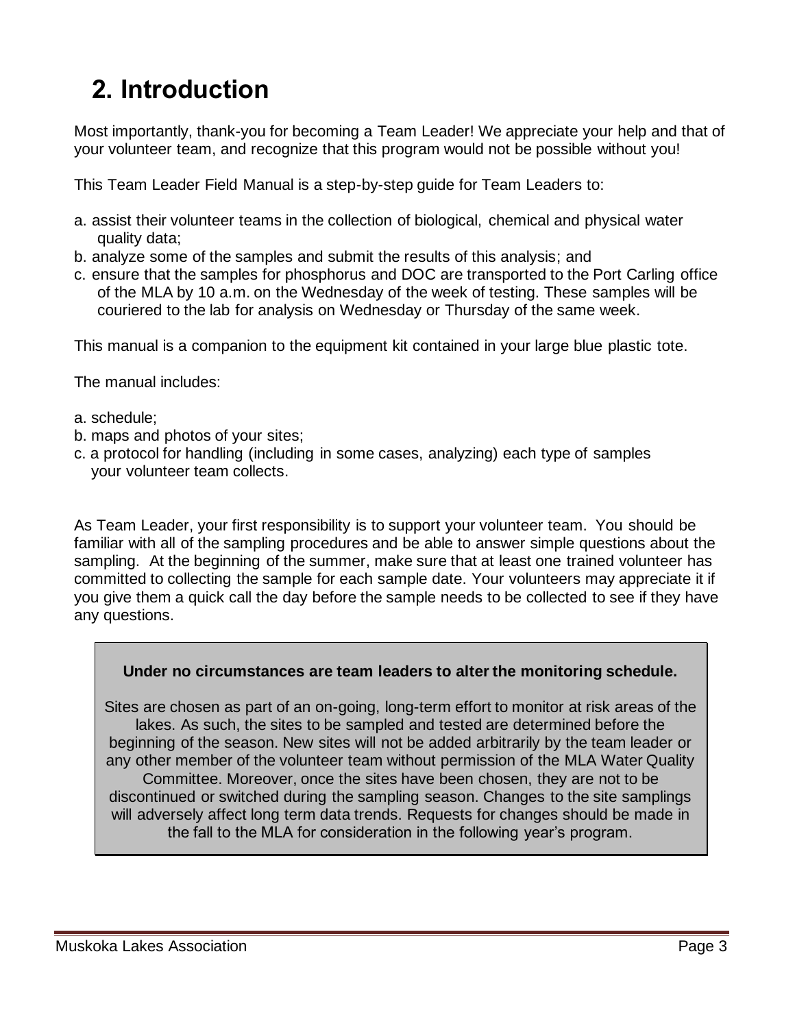# 2. Introduction

Most importantly, thank-you for becoming a Team Leader! We appreciate your help and that of your volunteer team, and recognize that this program would not be possible without you!

This Team Leader Field Manual is a step-by-step guide for Team Leaders to:

a. assist their volunteer teams in the collection of biological, chemical and physical water quality data;
b. analyze some of the samples and submit the results of this analysis; and
c. ensure that the samples for phosphorus and DOC are transported to the Port Carling office of the MLA by 10 a.m. on the Wednesday of the week of testing. These samples will be couriered to the lab for analysis on Wednesday or Thursday of the same week.

This manual is a companion to the equipment kit contained in your large blue plastic tote.

The manual includes:

a. schedule;
b. maps and photos of your sites;
c. a protocol for handling (including in some cases, analyzing) each type of samples your volunteer team collects.

As Team Leader, your first responsibility is to support your volunteer team. You should be familiar with all of the sampling procedures and be able to answer simple questions about the sampling. At the beginning of the summer, make sure that at least one trained volunteer has committed to collecting the sample for each sample date. Your volunteers may appreciate it if you give them a quick call the day before the sample needs to be collected to see if they have any questions.

**Under no circumstances are team leaders to alter the monitoring schedule.**

Sites are chosen as part of an on-going, long-term effort to monitor at risk areas of the lakes. As such, the sites to be sampled and tested are determined before the beginning of the season. New sites will not be added arbitrarily by the team leader or any other member of the volunteer team without permission of the MLA Water Quality Committee. Moreover, once the sites have been chosen, they are not to be discontinued or switched during the sampling season. Changes to the site samplings will adversely affect long term data trends. Requests for changes should be made in the fall to the MLA for consideration in the following year's program.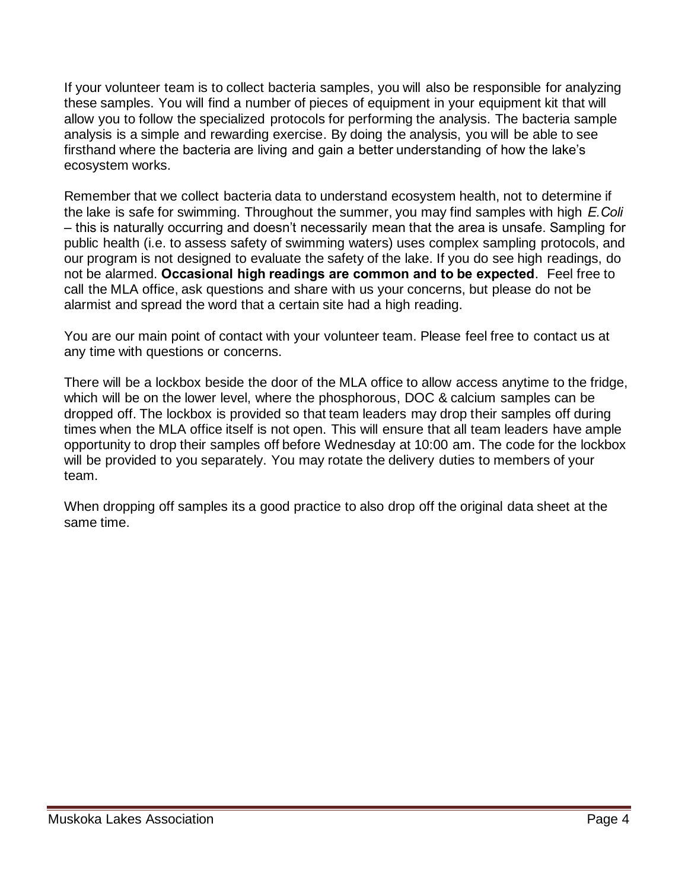If your volunteer team is to collect bacteria samples, you will also be responsible for analyzing these samples. You will find a number of pieces of equipment in your equipment kit that will allow you to follow the specialized protocols for performing the analysis. The bacteria sample analysis is a simple and rewarding exercise. By doing the analysis, you will be able to see firsthand where the bacteria are living and gain a better understanding of how the lake's ecosystem works.

Remember that we collect bacteria data to understand ecosystem health, not to determine if the lake is safe for swimming. Throughout the summer, you may find samples with high *E.Coli* – this is naturally occurring and doesn't necessarily mean that the area is unsafe. Sampling for public health (i.e. to assess safety of swimming waters) uses complex sampling protocols, and our program is not designed to evaluate the safety of the lake. If you do see high readings, do not be alarmed. **Occasional high readings are common and to be expected**. Feel free to call the MLA office, ask questions and share with us your concerns, but please do not be alarmist and spread the word that a certain site had a high reading.

You are our main point of contact with your volunteer team. Please feel free to contact us at any time with questions or concerns.

There will be a lockbox beside the door of the MLA office to allow access anytime to the fridge, which will be on the lower level, where the phosphorous, DOC & calcium samples can be dropped off. The lockbox is provided so that team leaders may drop their samples off during times when the MLA office itself is not open. This will ensure that all team leaders have ample opportunity to drop their samples off before Wednesday at 10:00 am. The code for the lockbox will be provided to you separately. You may rotate the delivery duties to members of your team.

When dropping off samples its a good practice to also drop off the original data sheet at the same time.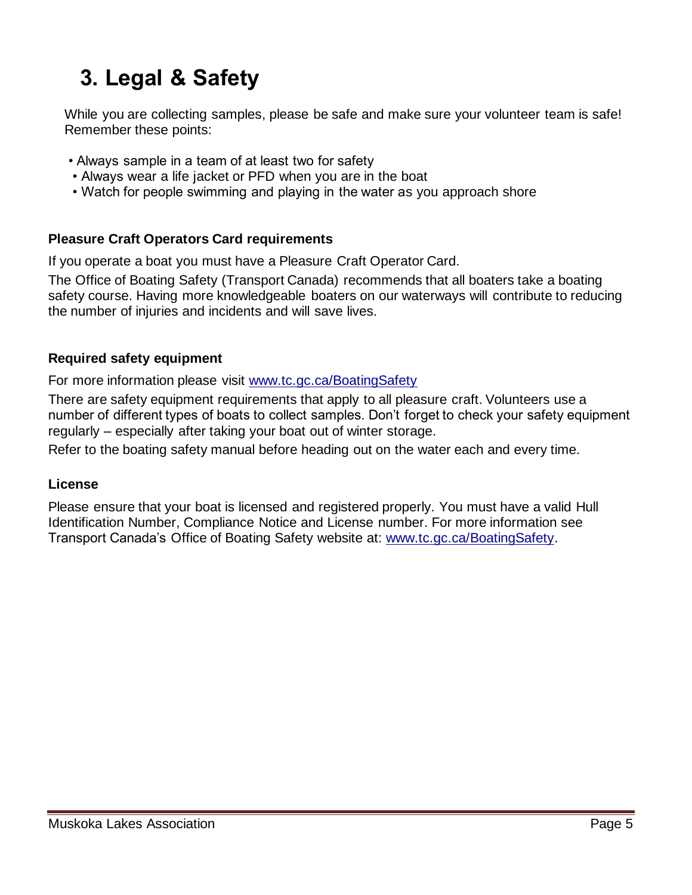# 3. Legal & Safety

While you are collecting samples, please be safe and make sure your volunteer team is safe! Remember these points:

- Always sample in a team of at least two for safety
- Always wear a life jacket or PFD when you are in the boat
- Watch for people swimming and playing in the water as you approach shore

### Pleasure Craft Operators Card requirements

If you operate a boat you must have a Pleasure Craft Operator Card.

The Office of Boating Safety (Transport Canada) recommends that all boaters take a boating safety course. Having more knowledgeable boaters on our waterways will contribute to reducing the number of injuries and incidents and will save lives.

### Required safety equipment

For more information please visit [www.tc.gc.ca/BoatingSafety](http://www.tc.gc.ca/BoatingSafety)

There are safety equipment requirements that apply to all pleasure craft. Volunteers use a number of different types of boats to collect samples. Don't forget to check your safety equipment regularly – especially after taking your boat out of winter storage.

Refer to the boating safety manual before heading out on the water each and every time.

### License

Please ensure that your boat is licensed and registered properly. You must have a valid Hull Identification Number, Compliance Notice and License number. For more information see Transport Canada's Office of Boating Safety website at: [www.tc.gc.ca/BoatingSafety](http://www.tc.gc.ca/BoatingSafety).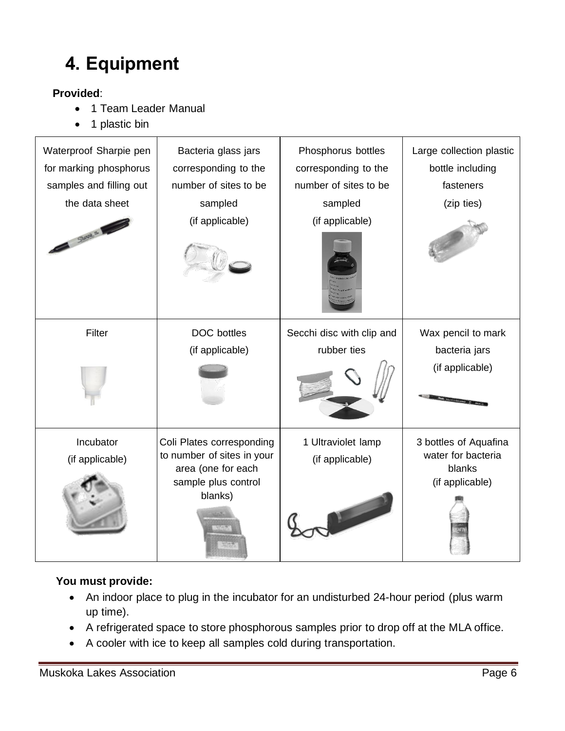# 4. Equipment

**Provided**:

- 1 Team Leader Manual
- 1 plastic bin

| | | | |
|---|---|---|---|
| Waterproof Sharpie pen for marking phosphorus samples and filling out the data sheet | Bacteria glass jars corresponding to the number of sites to be sampled (if applicable) | Phosphorus bottles corresponding to the number of sites to be sampled (if applicable) | Large collection plastic bottle including fasteners (zip ties) |
| Filter | DOC bottles (if applicable) | Secchi disc with clip and rubber ties | Wax pencil to mark bacteria jars (if applicable) |
| Incubator (if applicable) | Coli Plates corresponding to number of sites in your area (one for each sample plus control blanks) | 1 Ultraviolet lamp (if applicable) | 3 bottles of Aquafina water for bacteria blanks (if applicable) |

**You must provide:**

- An indoor place to plug in the incubator for an undisturbed 24-hour period (plus warm up time).
- A refrigerated space to store phosphorous samples prior to drop off at the MLA office.
- A cooler with ice to keep all samples cold during transportation.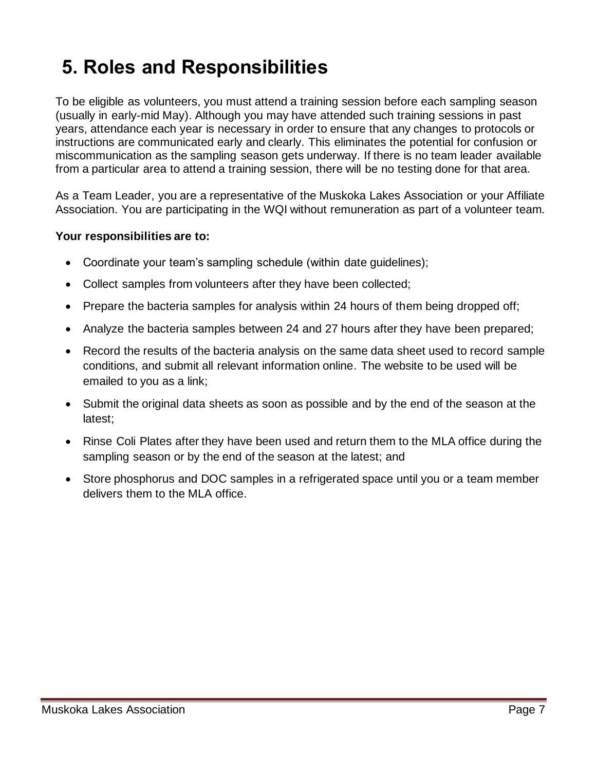# 5. Roles and Responsibilities

To be eligible as volunteers, you must attend a training session before each sampling season (usually in early-mid May). Although you may have attended such training sessions in past years, attendance each year is necessary in order to ensure that any changes to protocols or instructions are communicated early and clearly. This eliminates the potential for confusion or miscommunication as the sampling season gets underway. If there is no team leader available from a particular area to attend a training session, there will be no testing done for that area.

As a Team Leader, you are a representative of the Muskoka Lakes Association or your Affiliate Association. You are participating in the WQI without remuneration as part of a volunteer team.

**Your responsibilities are to:**

- Coordinate your team's sampling schedule (within date guidelines);
- Collect samples from volunteers after they have been collected;
- Prepare the bacteria samples for analysis within 24 hours of them being dropped off;
- Analyze the bacteria samples between 24 and 27 hours after they have been prepared;
- Record the results of the bacteria analysis on the same data sheet used to record sample conditions, and submit all relevant information online. The website to be used will be emailed to you as a link;
- Submit the original data sheets as soon as possible and by the end of the season at the latest;
- Rinse Coli Plates after they have been used and return them to the MLA office during the sampling season or by the end of the season at the latest; and
- Store phosphorus and DOC samples in a refrigerated space until you or a team member delivers them to the MLA office.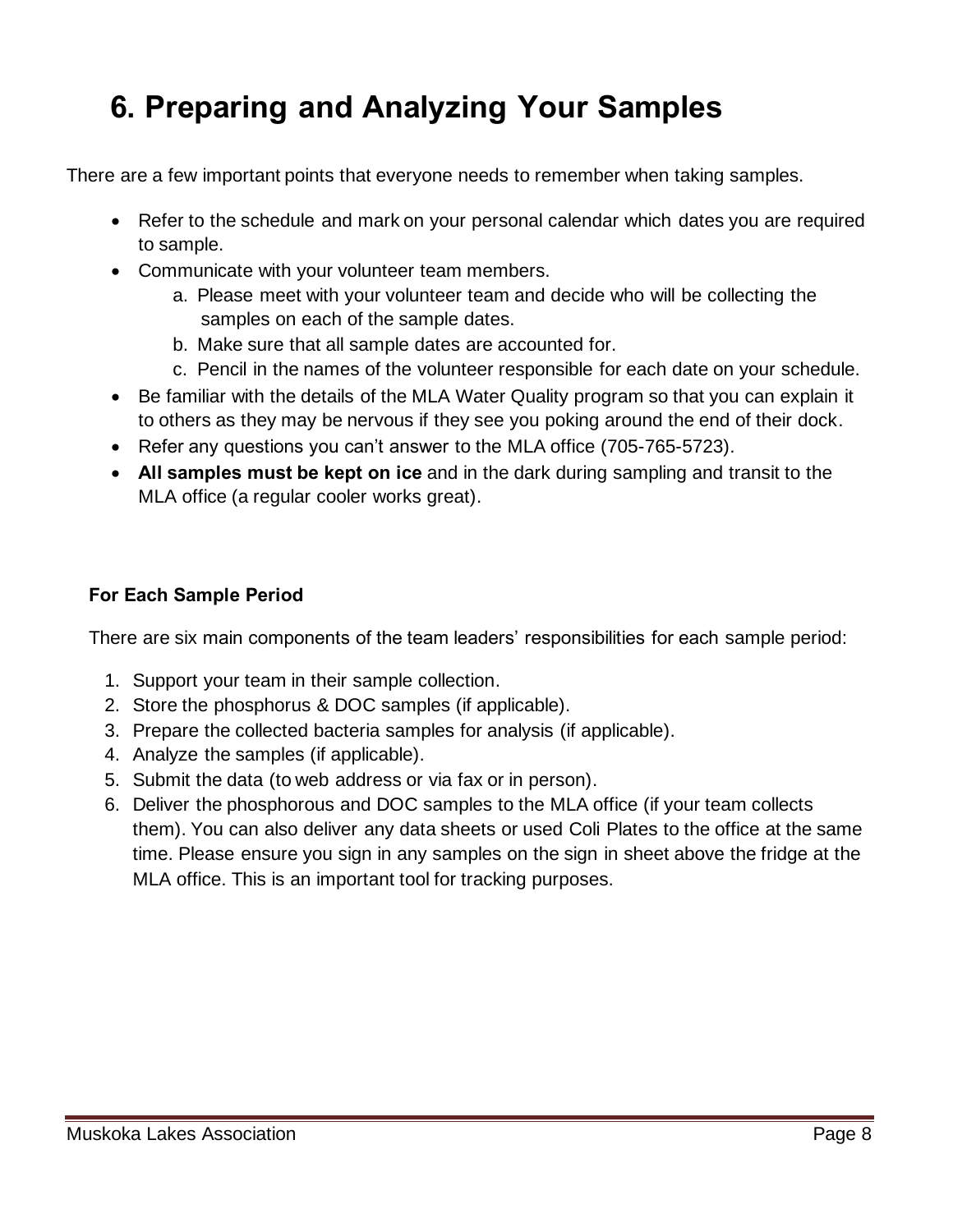# 6. Preparing and Analyzing Your Samples

There are a few important points that everyone needs to remember when taking samples.

- Refer to the schedule and mark on your personal calendar which dates you are required to sample.
- Communicate with your volunteer team members.
    a. Please meet with your volunteer team and decide who will be collecting the samples on each of the sample dates.
    b. Make sure that all sample dates are accounted for.
    c. Pencil in the names of the volunteer responsible for each date on your schedule.
- Be familiar with the details of the MLA Water Quality program so that you can explain it to others as they may be nervous if they see you poking around the end of their dock.
- Refer any questions you can't answer to the MLA office (705-765-5723).
- **All samples must be kept on ice** and in the dark during sampling and transit to the MLA office (a regular cooler works great).

### For Each Sample Period

There are six main components of the team leaders' responsibilities for each sample period:

1. Support your team in their sample collection.
2. Store the phosphorus & DOC samples (if applicable).
3. Prepare the collected bacteria samples for analysis (if applicable).
4. Analyze the samples (if applicable).
5. Submit the data (to web address or via fax or in person).
6. Deliver the phosphorous and DOC samples to the MLA office (if your team collects them). You can also deliver any data sheets or used Coli Plates to the office at the same time. Please ensure you sign in any samples on the sign in sheet above the fridge at the MLA office. This is an important tool for tracking purposes.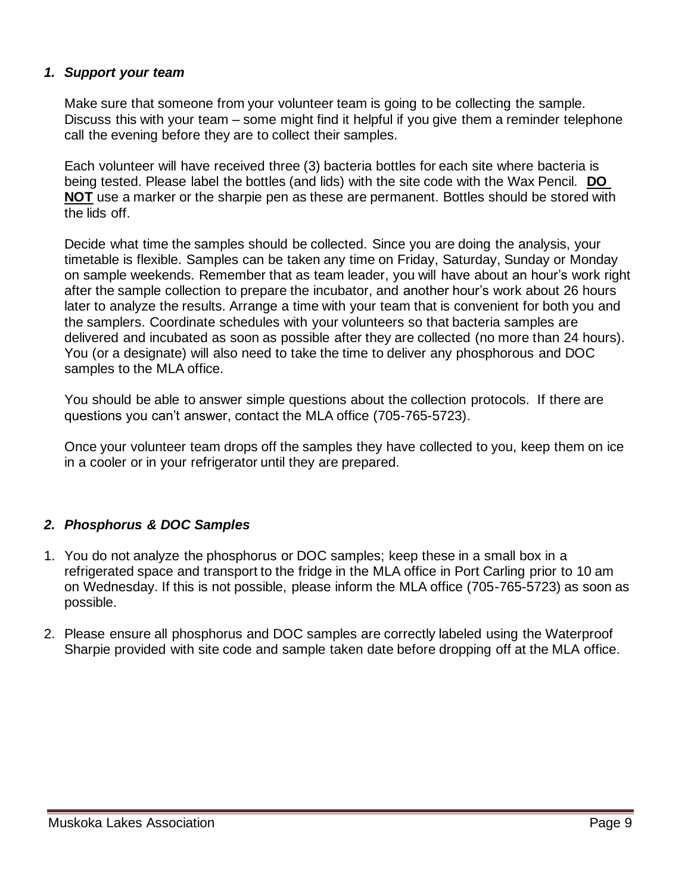### *1. Support your team*

Make sure that someone from your volunteer team is going to be collecting the sample. Discuss this with your team – some might find it helpful if you give them a reminder telephone call the evening before they are to collect their samples.

Each volunteer will have received three (3) bacteria bottles for each site where bacteria is being tested. Please label the bottles (and lids) with the site code with the Wax Pencil. **DO NOT** use a marker or the sharpie pen as these are permanent. Bottles should be stored with the lids off.

Decide what time the samples should be collected. Since you are doing the analysis, your timetable is flexible. Samples can be taken any time on Friday, Saturday, Sunday or Monday on sample weekends. Remember that as team leader, you will have about an hour's work right after the sample collection to prepare the incubator, and another hour's work about 26 hours later to analyze the results. Arrange a time with your team that is convenient for both you and the samplers. Coordinate schedules with your volunteers so that bacteria samples are delivered and incubated as soon as possible after they are collected (no more than 24 hours). You (or a designate) will also need to take the time to deliver any phosphorous and DOC samples to the MLA office.

You should be able to answer simple questions about the collection protocols. If there are questions you can't answer, contact the MLA office (705-765-5723).

Once your volunteer team drops off the samples they have collected to you, keep them on ice in a cooler or in your refrigerator until they are prepared.

### *2. Phosphorus & DOC Samples*

1. You do not analyze the phosphorus or DOC samples; keep these in a small box in a refrigerated space and transport to the fridge in the MLA office in Port Carling prior to 10 am on Wednesday. If this is not possible, please inform the MLA office (705-765-5723) as soon as possible.
2. Please ensure all phosphorus and DOC samples are correctly labeled using the Waterproof Sharpie provided with site code and sample taken date before dropping off at the MLA office.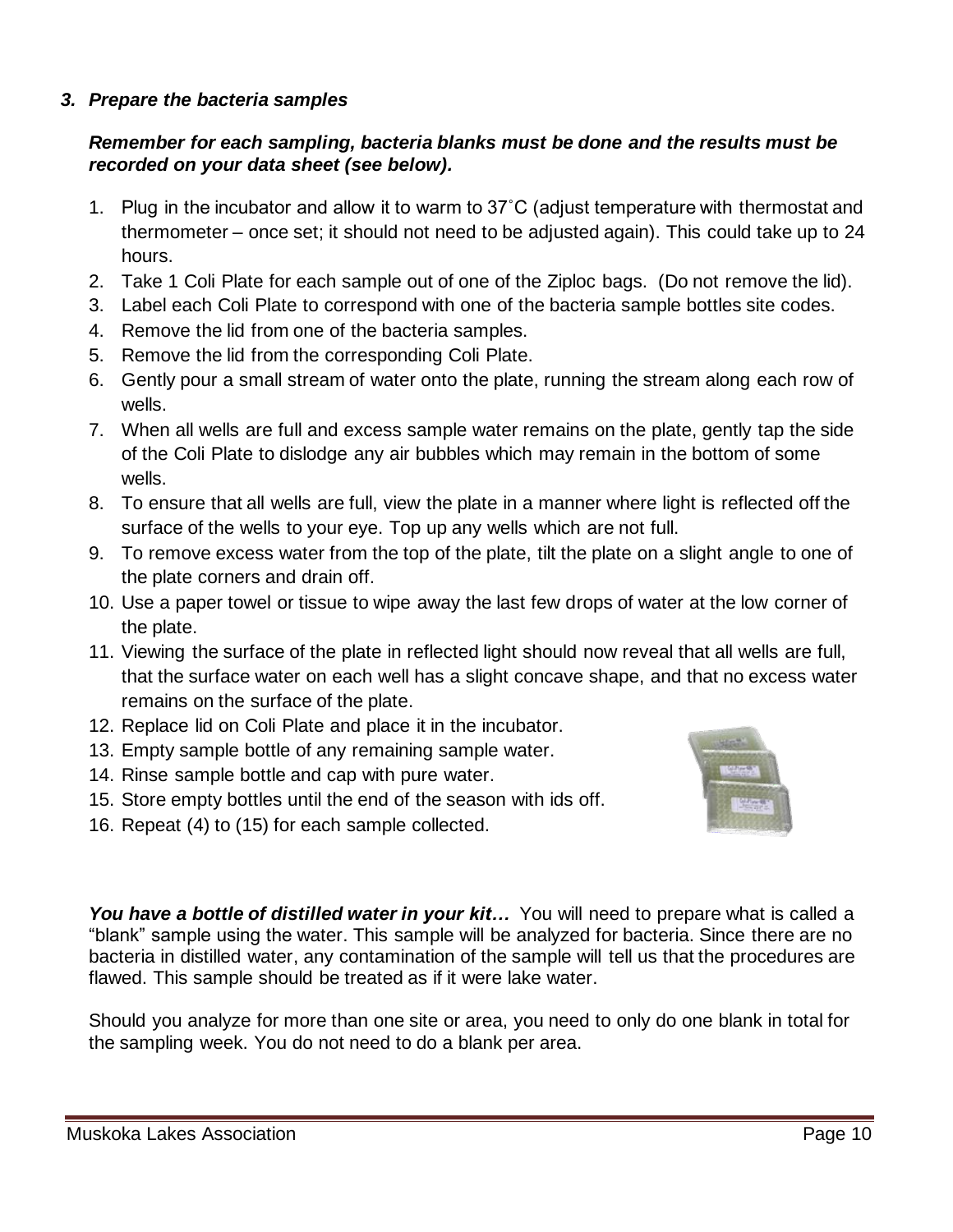### *3. Prepare the bacteria samples*

***Remember for each sampling, bacteria blanks must be done and the results must be recorded on your data sheet (see below).***

1. Plug in the incubator and allow it to warm to 37˚C (adjust temperature with thermostat and thermometer – once set; it should not need to be adjusted again). This could take up to 24 hours.
2. Take 1 Coli Plate for each sample out of one of the Ziploc bags. (Do not remove the lid).
3. Label each Coli Plate to correspond with one of the bacteria sample bottles site codes.
4. Remove the lid from one of the bacteria samples.
5. Remove the lid from the corresponding Coli Plate.
6. Gently pour a small stream of water onto the plate, running the stream along each row of wells.
7. When all wells are full and excess sample water remains on the plate, gently tap the side of the Coli Plate to dislodge any air bubbles which may remain in the bottom of some wells.
8. To ensure that all wells are full, view the plate in a manner where light is reflected off the surface of the wells to your eye. Top up any wells which are not full.
9. To remove excess water from the top of the plate, tilt the plate on a slight angle to one of the plate corners and drain off.
10. Use a paper towel or tissue to wipe away the last few drops of water at the low corner of the plate.
11. Viewing the surface of the plate in reflected light should now reveal that all wells are full, that the surface water on each well has a slight concave shape, and that no excess water remains on the surface of the plate.
12. Replace lid on Coli Plate and place it in the incubator.
13. Empty sample bottle of any remaining sample water.
14. Rinse sample bottle and cap with pure water.
15. Store empty bottles until the end of the season with ids off.
16. Repeat (4) to (15) for each sample collected.

***You have a bottle of distilled water in your kit…*** You will need to prepare what is called a "blank" sample using the water. This sample will be analyzed for bacteria. Since there are no bacteria in distilled water, any contamination of the sample will tell us that the procedures are flawed. This sample should be treated as if it were lake water.

Should you analyze for more than one site or area, you need to only do one blank in total for the sampling week. You do not need to do a blank per area.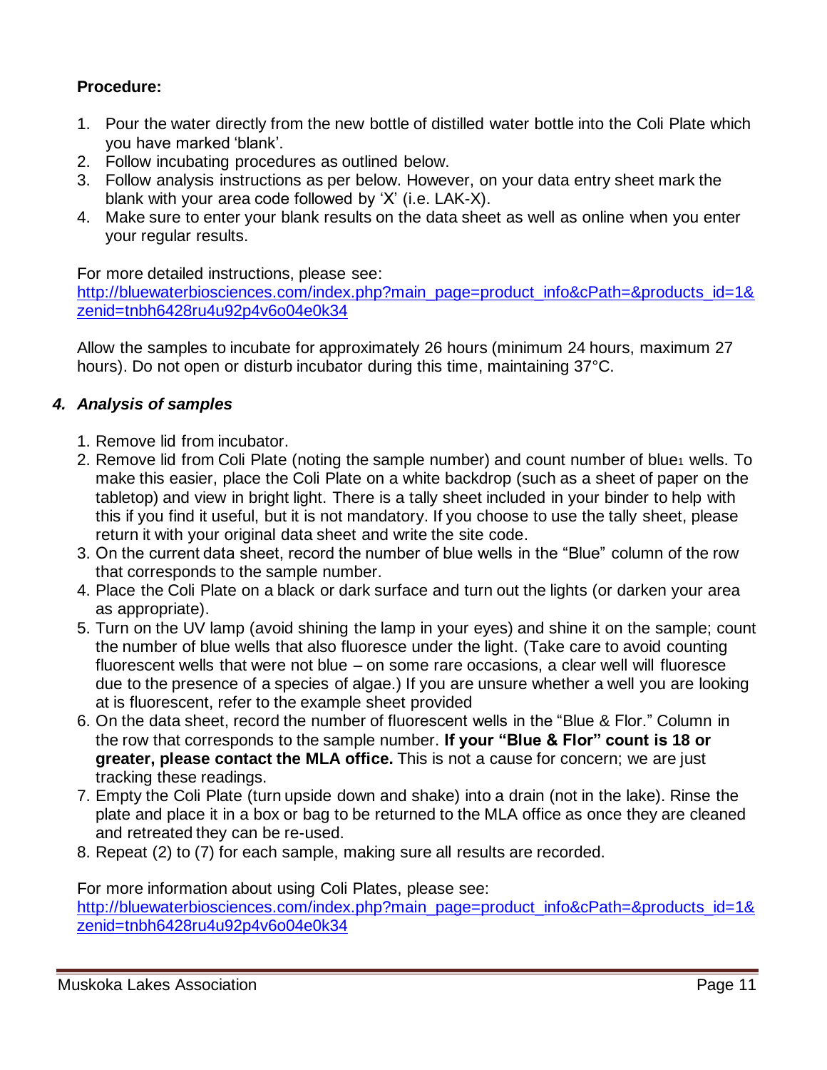**Procedure:**

1. Pour the water directly from the new bottle of distilled water bottle into the Coli Plate which you have marked 'blank'.
2. Follow incubating procedures as outlined below.
3. Follow analysis instructions as per below. However, on your data entry sheet mark the blank with your area code followed by 'X' (i.e. LAK-X).
4. Make sure to enter your blank results on the data sheet as well as online when you enter your regular results.

For more detailed instructions, please see:
http://bluewaterbiosciences.com/index.php?main_page=product_info&cPath=&products_id=1&zenid=tnbh6428ru4u92p4v6o04e0k34

Allow the samples to incubate for approximately 26 hours (minimum 24 hours, maximum 27 hours). Do not open or disturb incubator during this time, maintaining 37°C.

### *4. Analysis of samples*

1. Remove lid from incubator.
2. Remove lid from Coli Plate (noting the sample number) and count number of blue[1] wells. To make this easier, place the Coli Plate on a white backdrop (such as a sheet of paper on the tabletop) and view in bright light. There is a tally sheet included in your binder to help with this if you find it useful, but it is not mandatory. If you choose to use the tally sheet, please return it with your original data sheet and write the site code.
3. On the current data sheet, record the number of blue wells in the "Blue" column of the row that corresponds to the sample number.
4. Place the Coli Plate on a black or dark surface and turn out the lights (or darken your area as appropriate).
5. Turn on the UV lamp (avoid shining the lamp in your eyes) and shine it on the sample; count the number of blue wells that also fluoresce under the light. (Take care to avoid counting fluorescent wells that were not blue – on some rare occasions, a clear well will fluoresce due to the presence of a species of algae.) If you are unsure whether a well you are looking at is fluorescent, refer to the example sheet provided
6. On the data sheet, record the number of fluorescent wells in the "Blue & Flor." Column in the row that corresponds to the sample number. **If your "Blue & Flor" count is 18 or greater, please contact the MLA office.** This is not a cause for concern; we are just tracking these readings.
7. Empty the Coli Plate (turn upside down and shake) into a drain (not in the lake). Rinse the plate and place it in a box or bag to be returned to the MLA office as once they are cleaned and retreated they can be re-used.
8. Repeat (2) to (7) for each sample, making sure all results are recorded.

For more information about using Coli Plates, please see:
http://bluewaterbiosciences.com/index.php?main_page=product_info&cPath=&products_id=1&zenid=tnbh6428ru4u92p4v6o04e0k34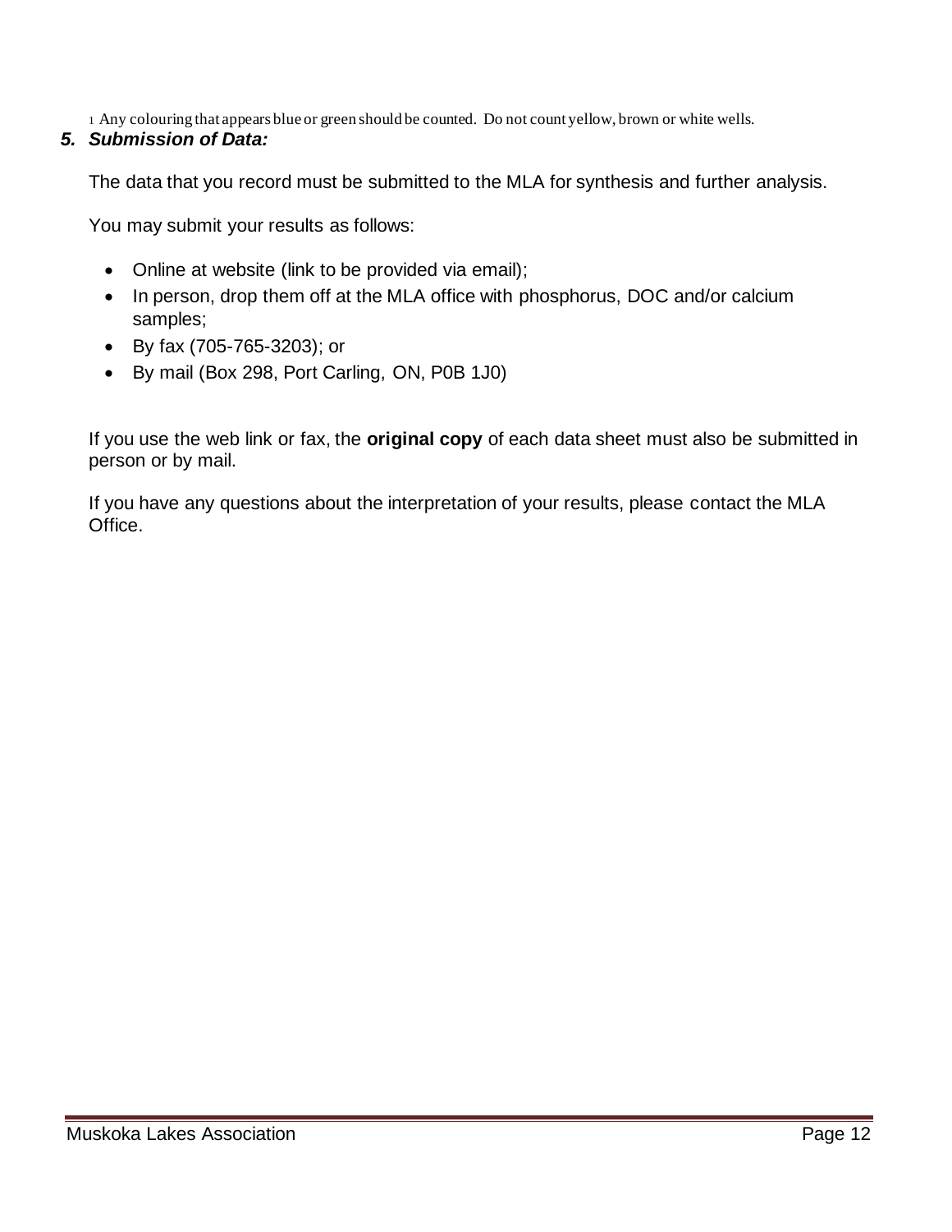[1] Any colouring that appears blue or green should be counted. Do not count yellow, brown or white wells.

### *5. Submission of Data:*

The data that you record must be submitted to the MLA for synthesis and further analysis.

You may submit your results as follows:

- Online at website (link to be provided via email);
- In person, drop them off at the MLA office with phosphorus, DOC and/or calcium samples;
- By fax (705-765-3203); or
- By mail (Box 298, Port Carling, ON, P0B 1J0)

If you use the web link or fax, the **original copy** of each data sheet must also be submitted in person or by mail.

If you have any questions about the interpretation of your results, please contact the MLA Office.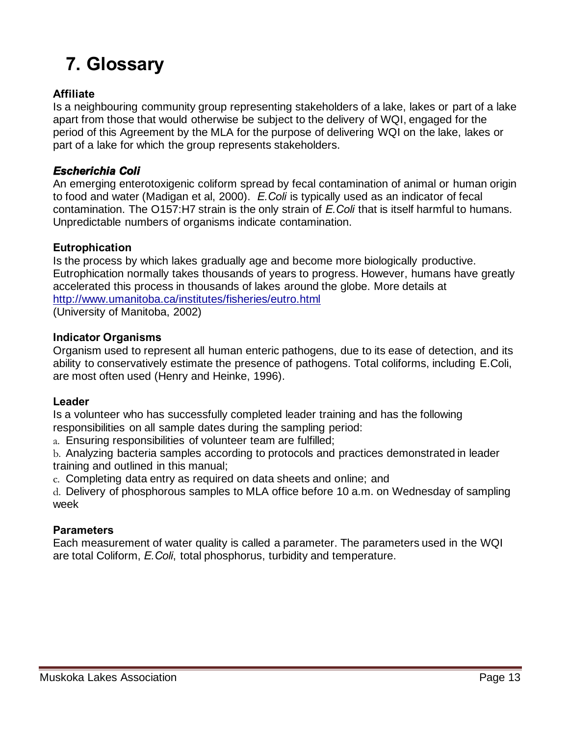# 7. Glossary

**Affiliate**
Is a neighbouring community group representing stakeholders of a lake, lakes or part of a lake apart from those that would otherwise be subject to the delivery of WQI, engaged for the period of this Agreement by the MLA for the purpose of delivering WQI on the lake, lakes or part of a lake for which the group represents stakeholders.

***Escherichia Coli***
An emerging enterotoxigenic coliform spread by fecal contamination of animal or human origin to food and water (Madigan et al, 2000). *E.Coli* is typically used as an indicator of fecal contamination. The O157:H7 strain is the only strain of *E.Coli* that is itself harmful to humans. Unpredictable numbers of organisms indicate contamination.

**Eutrophication**
Is the process by which lakes gradually age and become more biologically productive. Eutrophication normally takes thousands of years to progress. However, humans have greatly accelerated this process in thousands of lakes around the globe. More details at [http://www.umanitoba.ca/institutes/fisheries/eutro.html](http://www.umanitoba.ca/institutes/fisheries/eutro.html)
(University of Manitoba, 2002)

**Indicator Organisms**
Organism used to represent all human enteric pathogens, due to its ease of detection, and its ability to conservatively estimate the presence of pathogens. Total coliforms, including E.Coli, are most often used (Henry and Heinke, 1996).

**Leader**
Is a volunteer who has successfully completed leader training and has the following responsibilities on all sample dates during the sampling period:

a. Ensuring responsibilities of volunteer team are fulfilled;
b. Analyzing bacteria samples according to protocols and practices demonstrated in leader training and outlined in this manual;
c. Completing data entry as required on data sheets and online; and
d. Delivery of phosphorous samples to MLA office before 10 a.m. on Wednesday of sampling week

**Parameters**
Each measurement of water quality is called a parameter. The parameters used in the WQI are total Coliform, *E.Coli*, total phosphorus, turbidity and temperature.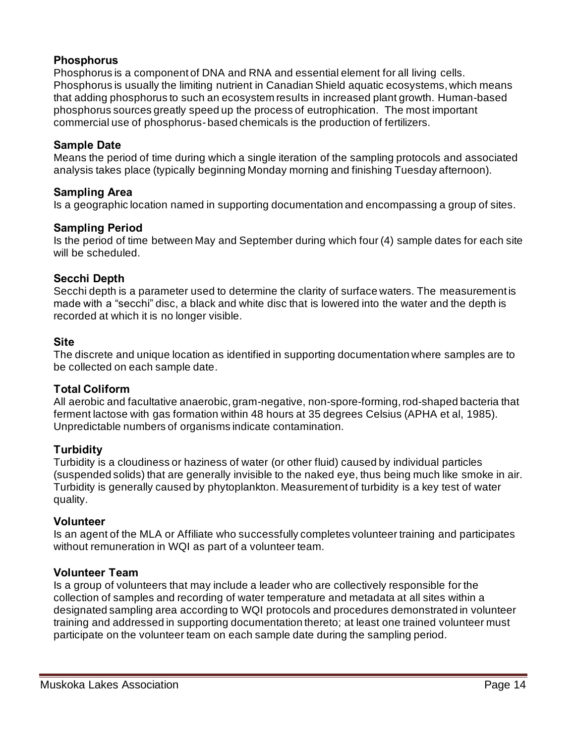### Phosphorus

Phosphorus is a component of DNA and RNA and essential element for all living cells. Phosphorus is usually the limiting nutrient in Canadian Shield aquatic ecosystems, which means that adding phosphorus to such an ecosystem results in increased plant growth. Human-based phosphorus sources greatly speed up the process of eutrophication. The most important commercial use of phosphorus-based chemicals is the production of fertilizers.

### Sample Date

Means the period of time during which a single iteration of the sampling protocols and associated analysis takes place (typically beginning Monday morning and finishing Tuesday afternoon).

### Sampling Area

Is a geographic location named in supporting documentation and encompassing a group of sites.

### Sampling Period

Is the period of time between May and September during which four (4) sample dates for each site will be scheduled.

### Secchi Depth

Secchi depth is a parameter used to determine the clarity of surface waters. The measurement is made with a "secchi" disc, a black and white disc that is lowered into the water and the depth is recorded at which it is no longer visible.

### Site

The discrete and unique location as identified in supporting documentation where samples are to be collected on each sample date.

### Total Coliform

All aerobic and facultative anaerobic, gram-negative, non-spore-forming, rod-shaped bacteria that ferment lactose with gas formation within 48 hours at 35 degrees Celsius (APHA et al, 1985). Unpredictable numbers of organisms indicate contamination.

### Turbidity

Turbidity is a cloudiness or haziness of water (or other fluid) caused by individual particles (suspended solids) that are generally invisible to the naked eye, thus being much like smoke in air. Turbidity is generally caused by phytoplankton. Measurement of turbidity is a key test of water quality.

### Volunteer

Is an agent of the MLA or Affiliate who successfully completes volunteer training and participates without remuneration in WQI as part of a volunteer team.

### Volunteer Team

Is a group of volunteers that may include a leader who are collectively responsible for the collection of samples and recording of water temperature and metadata at all sites within a designated sampling area according to WQI protocols and procedures demonstrated in volunteer training and addressed in supporting documentation thereto; at least one trained volunteer must participate on the volunteer team on each sample date during the sampling period.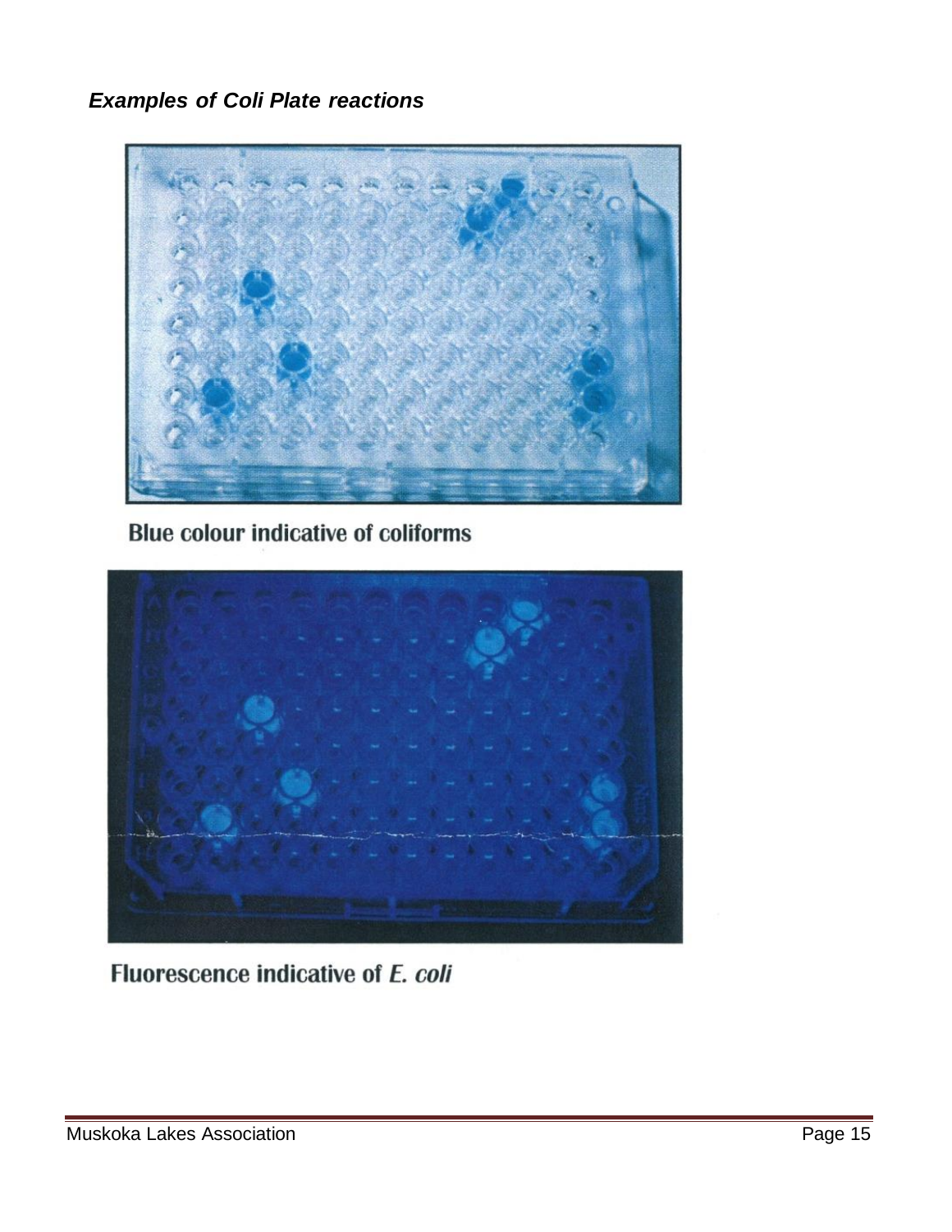### *Examples of Coli Plate reactions*

**Blue colour indicative of coliforms**

**Fluorescence indicative of *E. coli***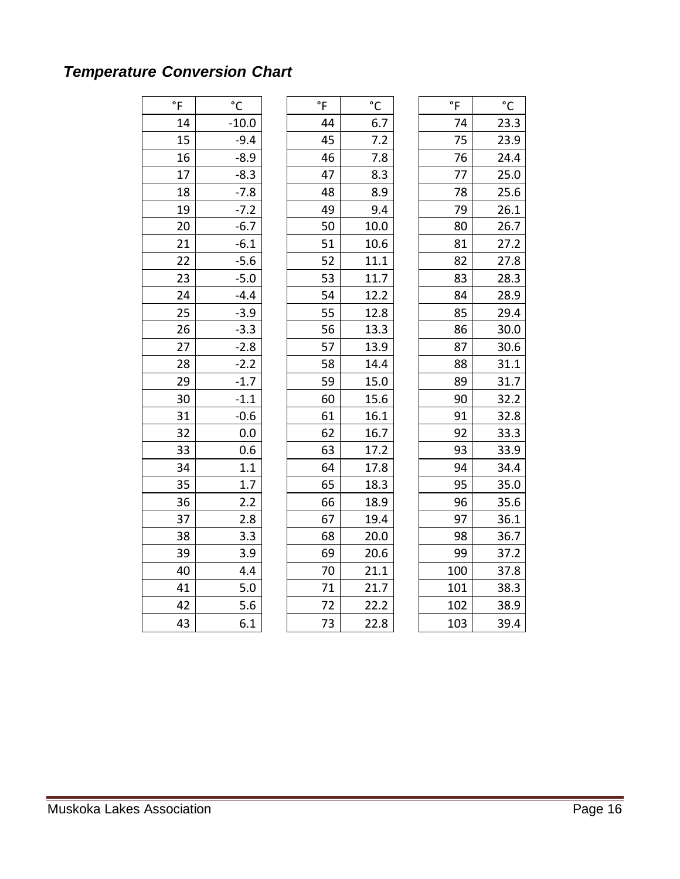### *Temperature Conversion Chart*

| °F | °C |
|---|---|
| 14 | -10.0 |
| 15 | -9.4 |
| 16 | -8.9 |
| 17 | -8.3 |
| 18 | -7.8 |
| 19 | -7.2 |
| 20 | -6.7 |
| 21 | -6.1 |
| 22 | -5.6 |
| 23 | -5.0 |
| 24 | -4.4 |
| 25 | -3.9 |
| 26 | -3.3 |
| 27 | -2.8 |
| 28 | -2.2 |
| 29 | -1.7 |
| 30 | -1.1 |
| 31 | -0.6 |
| 32 | 0.0 |
| 33 | 0.6 |
| 34 | 1.1 |
| 35 | 1.7 |
| 36 | 2.2 |
| 37 | 2.8 |
| 38 | 3.3 |
| 39 | 3.9 |
| 40 | 4.4 |
| 41 | 5.0 |
| 42 | 5.6 |
| 43 | 6.1 |

| °F | °C |
|---|---|
| 44 | 6.7 |
| 45 | 7.2 |
| 46 | 7.8 |
| 47 | 8.3 |
| 48 | 8.9 |
| 49 | 9.4 |
| 50 | 10.0 |
| 51 | 10.6 |
| 52 | 11.1 |
| 53 | 11.7 |
| 54 | 12.2 |
| 55 | 12.8 |
| 56 | 13.3 |
| 57 | 13.9 |
| 58 | 14.4 |
| 59 | 15.0 |
| 60 | 15.6 |
| 61 | 16.1 |
| 62 | 16.7 |
| 63 | 17.2 |
| 64 | 17.8 |
| 65 | 18.3 |
| 66 | 18.9 |
| 67 | 19.4 |
| 68 | 20.0 |
| 69 | 20.6 |
| 70 | 21.1 |
| 71 | 21.7 |
| 72 | 22.2 |
| 73 | 22.8 |

| °F | °C |
|---|---|
| 74 | 23.3 |
| 75 | 23.9 |
| 76 | 24.4 |
| 77 | 25.0 |
| 78 | 25.6 |
| 79 | 26.1 |
| 80 | 26.7 |
| 81 | 27.2 |
| 82 | 27.8 |
| 83 | 28.3 |
| 84 | 28.9 |
| 85 | 29.4 |
| 86 | 30.0 |
| 87 | 30.6 |
| 88 | 31.1 |
| 89 | 31.7 |
| 90 | 32.2 |
| 91 | 32.8 |
| 92 | 33.3 |
| 93 | 33.9 |
| 94 | 34.4 |
| 95 | 35.0 |
| 96 | 35.6 |
| 97 | 36.1 |
| 98 | 36.7 |
| 99 | 37.2 |
| 100 | 37.8 |
| 101 | 38.3 |
| 102 | 38.9 |
| 103 | 39.4 |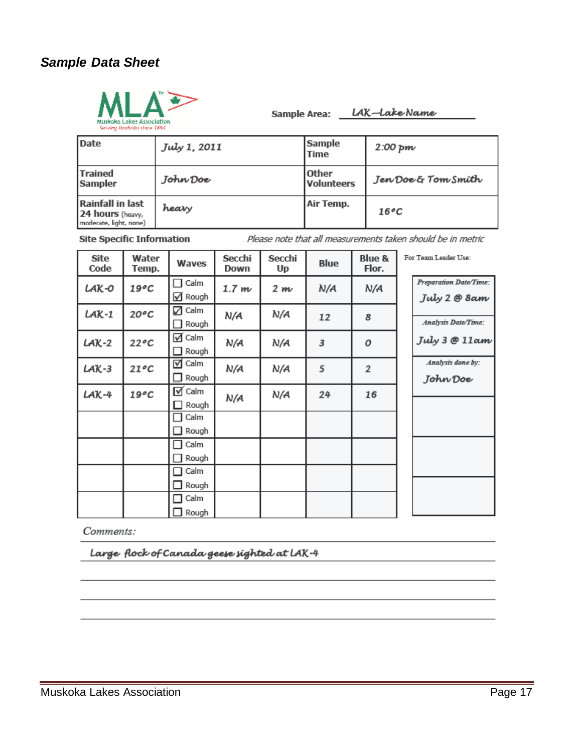*Sample Data Sheet*

**MLA** Muskoka Lakes Association — Serving Muskoka since 1894

**Sample Area:** LAK–Lake Name

| Date | July 1, 2011 | Sample Time | 2:00 pm |
|---|---|---|---|
| Trained Sampler | John Doe | Other Volunteers | Jen Doe & Tom Smith |
| Rainfall in last 24 hours (heavy, moderate, light, none) | heavy | Air Temp. | 16°C |

**Site Specific Information** — *Please note that all measurements taken should be in metric*

| Site Code | Water Temp. | Waves | Secchi Down | Secchi Up | Blue | Blue & Flor. |
|---|---|---|---|---|---|---|
| LAK-0 | 19°C | ☐ Calm ☑ Rough | 1.7 m | 2 m | N/A | N/A |
| LAK-1 | 20°C | ☑ Calm ☐ Rough | N/A | N/A | 12 | 8 |
| LAK-2 | 22°C | ☑ Calm ☐ Rough | N/A | N/A | 3 | 0 |
| LAK-3 | 21°C | ☑ Calm ☐ Rough | N/A | N/A | 5 | 2 |
| LAK-4 | 19°C | ☑ Calm ☐ Rough | N/A | N/A | 24 | 16 |
| | | ☐ Calm ☐ Rough | | | | |
| | | ☐ Calm ☐ Rough | | | | |
| | | ☐ Calm ☐ Rough | | | | |
| | | ☐ Calm ☐ Rough | | | | |

For Team Leader Use:

| |
|---|
| *Preparation Date/Time:* July 2 @ 8am |
| *Analysis Date/Time:* July 3 @ 11am |
| *Analysis done by:* John Doe |
| |
| |
| |

*Comments:*

Large flock of Canada geese sighted at LAK-4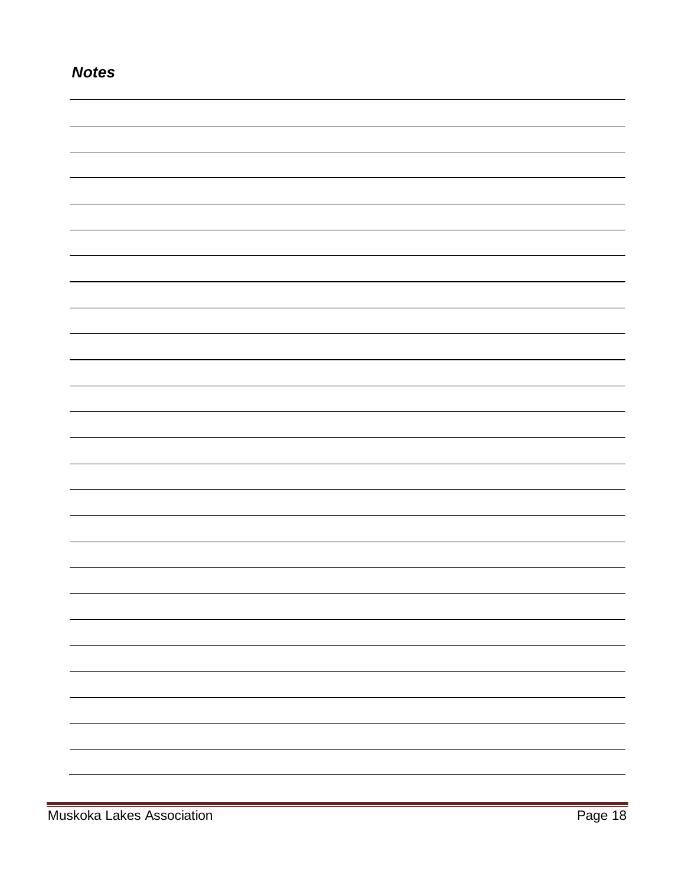***Notes***